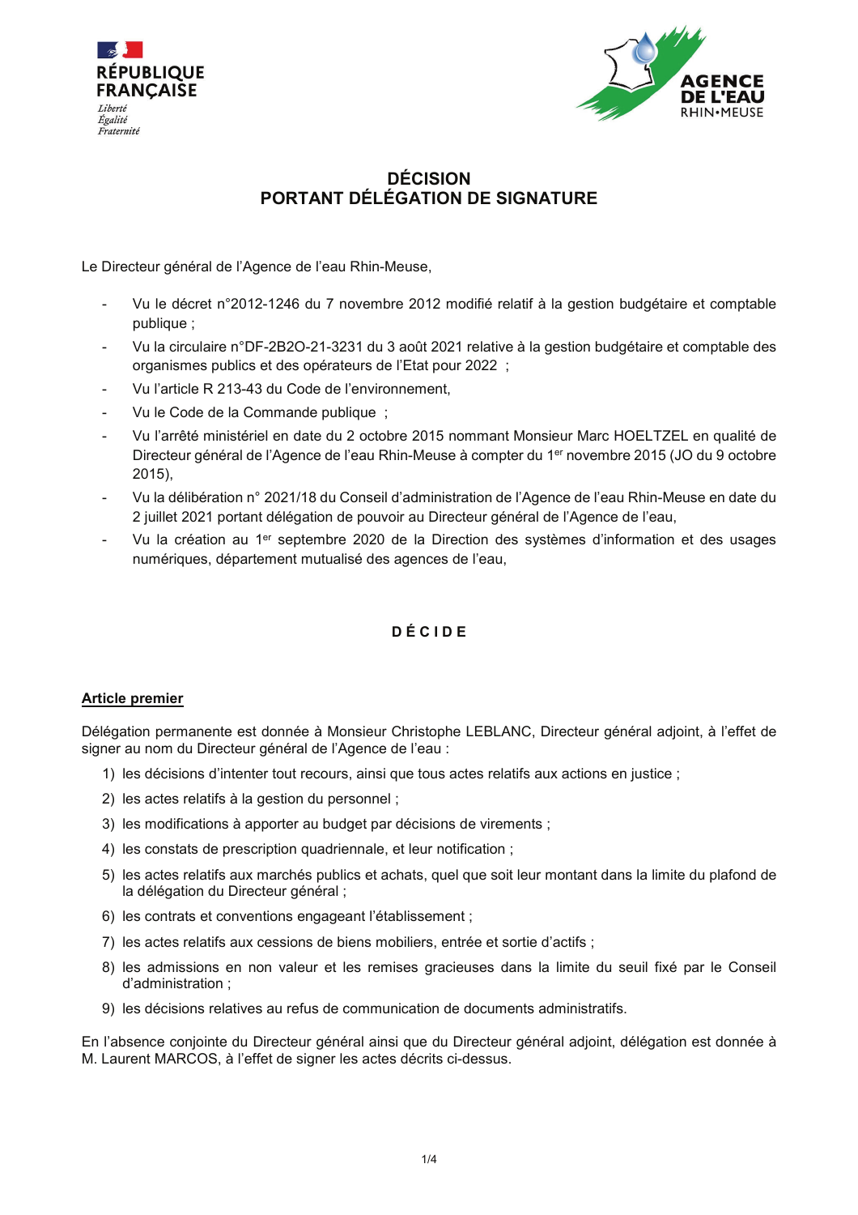RÉPUBLIQUE FRANÇAISE

*Liberté*
*Égalité*
*Fraternité*

AGENCE DE L'EAU RHIN•MEUSE

# DÉCISION
# PORTANT DÉLÉGATION DE SIGNATURE

Le Directeur général de l'Agence de l'eau Rhin-Meuse,

- Vu le décret n°2012-1246 du 7 novembre 2012 modifié relatif à la gestion budgétaire et comptable publique ;
- Vu la circulaire n°DF-2B2O-21-3231 du 3 août 2021 relative à la gestion budgétaire et comptable des organismes publics et des opérateurs de l'Etat pour 2022 ;
- Vu l'article R 213-43 du Code de l'environnement,
- Vu le Code de la Commande publique ;
- Vu l'arrêté ministériel en date du 2 octobre 2015 nommant Monsieur Marc HOELTZEL en qualité de Directeur général de l'Agence de l'eau Rhin-Meuse à compter du 1er novembre 2015 (JO du 9 octobre 2015),
- Vu la délibération n° 2021/18 du Conseil d'administration de l'Agence de l'eau Rhin-Meuse en date du 2 juillet 2021 portant délégation de pouvoir au Directeur général de l'Agence de l'eau,
- Vu la création au 1er septembre 2020 de la Direction des systèmes d'information et des usages numériques, département mutualisé des agences de l'eau,

**D É C I D E**

## Article premier

Délégation permanente est donnée à Monsieur Christophe LEBLANC, Directeur général adjoint, à l'effet de signer au nom du Directeur général de l'Agence de l'eau :

1) les décisions d'intenter tout recours, ainsi que tous actes relatifs aux actions en justice ;
2) les actes relatifs à la gestion du personnel ;
3) les modifications à apporter au budget par décisions de virements ;
4) les constats de prescription quadriennale, et leur notification ;
5) les actes relatifs aux marchés publics et achats, quel que soit leur montant dans la limite du plafond de la délégation du Directeur général ;
6) les contrats et conventions engageant l'établissement ;
7) les actes relatifs aux cessions de biens mobiliers, entrée et sortie d'actifs ;
8) les admissions en non valeur et les remises gracieuses dans la limite du seuil fixé par le Conseil d'administration ;
9) les décisions relatives au refus de communication de documents administratifs.

En l'absence conjointe du Directeur général ainsi que du Directeur général adjoint, délégation est donnée à M. Laurent MARCOS, à l'effet de signer les actes décrits ci-dessus.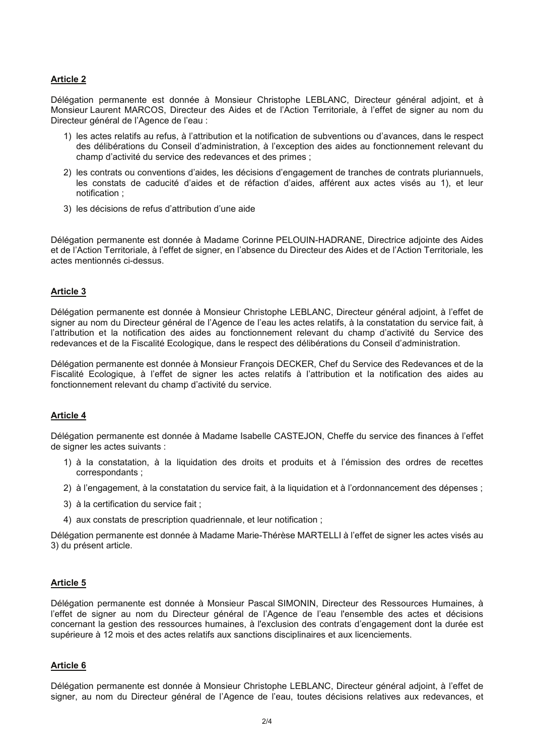**Article 2**

Délégation permanente est donnée à Monsieur Christophe LEBLANC, Directeur général adjoint, et à Monsieur Laurent MARCOS, Directeur des Aides et de l'Action Territoriale, à l'effet de signer au nom du Directeur général de l'Agence de l'eau :

1) les actes relatifs au refus, à l'attribution et la notification de subventions ou d'avances, dans le respect des délibérations du Conseil d'administration, à l'exception des aides au fonctionnement relevant du champ d'activité du service des redevances et des primes ;
2) les contrats ou conventions d'aides, les décisions d'engagement de tranches de contrats pluriannuels, les constats de caducité d'aides et de réfaction d'aides, afférent aux actes visés au 1), et leur notification ;
3) les décisions de refus d'attribution d'une aide

Délégation permanente est donnée à Madame Corinne PELOUIN-HADRANE, Directrice adjointe des Aides et de l'Action Territoriale, à l'effet de signer, en l'absence du Directeur des Aides et de l'Action Territoriale, les actes mentionnés ci-dessus.

**Article 3**

Délégation permanente est donnée à Monsieur Christophe LEBLANC, Directeur général adjoint, à l'effet de signer au nom du Directeur général de l'Agence de l'eau les actes relatifs, à la constatation du service fait, à l'attribution et la notification des aides au fonctionnement relevant du champ d'activité du Service des redevances et de la Fiscalité Ecologique, dans le respect des délibérations du Conseil d'administration.

Délégation permanente est donnée à Monsieur François DECKER, Chef du Service des Redevances et de la Fiscalité Ecologique, à l'effet de signer les actes relatifs à l'attribution et la notification des aides au fonctionnement relevant du champ d'activité du service.

**Article 4**

Délégation permanente est donnée à Madame Isabelle CASTEJON, Cheffe du service des finances à l'effet de signer les actes suivants :

1) à la constatation, à la liquidation des droits et produits et à l'émission des ordres de recettes correspondants ;
2) à l'engagement, à la constatation du service fait, à la liquidation et à l'ordonnancement des dépenses ;
3) à la certification du service fait ;
4) aux constats de prescription quadriennale, et leur notification ;

Délégation permanente est donnée à Madame Marie-Thérèse MARTELLI à l'effet de signer les actes visés au 3) du présent article.

**Article 5**

Délégation permanente est donnée à Monsieur Pascal SIMONIN, Directeur des Ressources Humaines, à l'effet de signer au nom du Directeur général de l'Agence de l'eau l'ensemble des actes et décisions concernant la gestion des ressources humaines, à l'exclusion des contrats d'engagement dont la durée est supérieure à 12 mois et des actes relatifs aux sanctions disciplinaires et aux licenciements.

**Article 6**

Délégation permanente est donnée à Monsieur Christophe LEBLANC, Directeur général adjoint, à l'effet de signer, au nom du Directeur général de l'Agence de l'eau, toutes décisions relatives aux redevances, et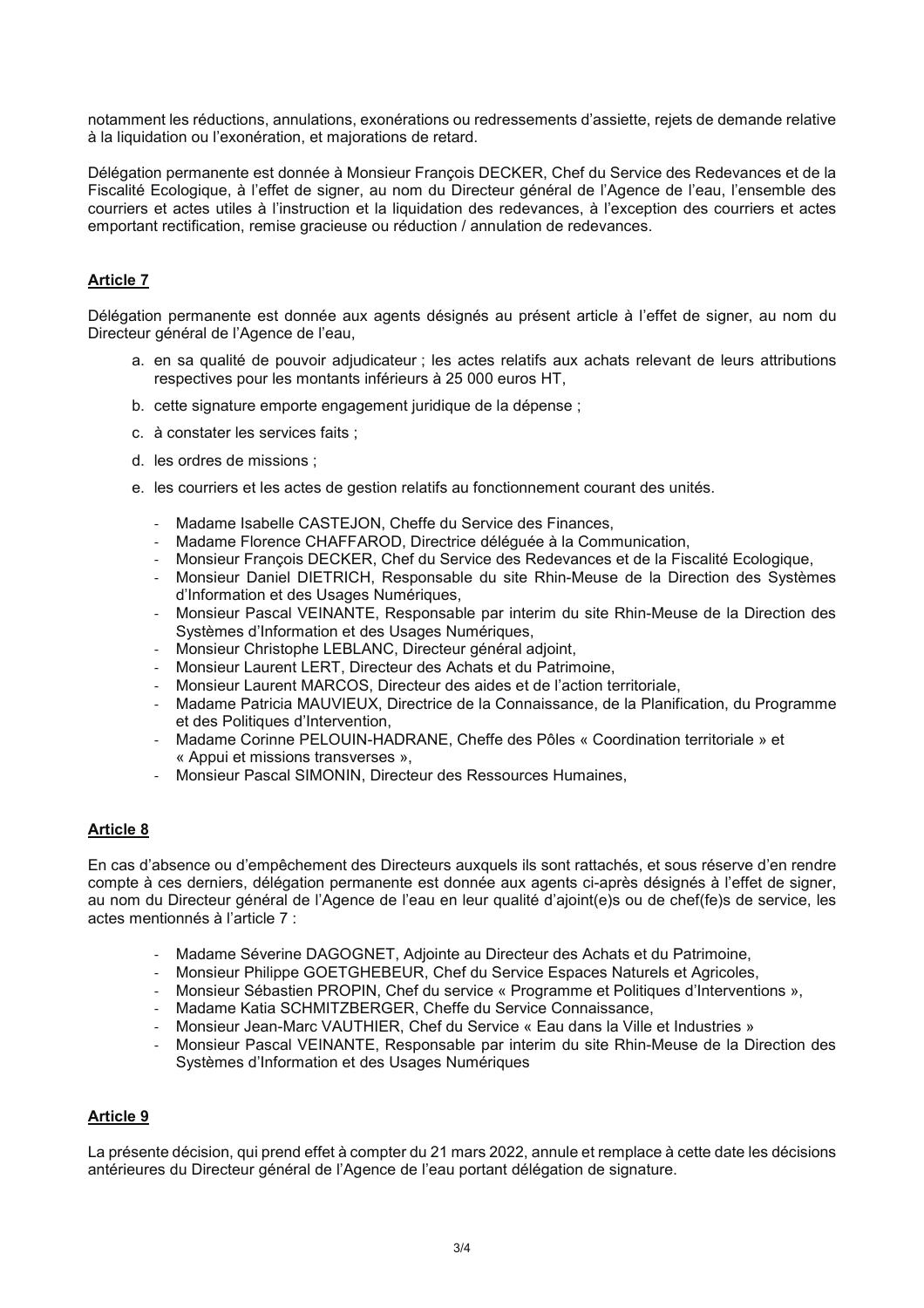notamment les réductions, annulations, exonérations ou redressements d'assiette, rejets de demande relative à la liquidation ou l'exonération, et majorations de retard.

Délégation permanente est donnée à Monsieur François DECKER, Chef du Service des Redevances et de la Fiscalité Ecologique, à l'effet de signer, au nom du Directeur général de l'Agence de l'eau, l'ensemble des courriers et actes utiles à l'instruction et la liquidation des redevances, à l'exception des courriers et actes emportant rectification, remise gracieuse ou réduction / annulation de redevances.

## Article 7

Délégation permanente est donnée aux agents désignés au présent article à l'effet de signer, au nom du Directeur général de l'Agence de l'eau,

a. en sa qualité de pouvoir adjudicateur ; les actes relatifs aux achats relevant de leurs attributions respectives pour les montants inférieurs à 25 000 euros HT,

b. cette signature emporte engagement juridique de la dépense ;

c. à constater les services faits ;

d. les ordres de missions ;

e. les courriers et les actes de gestion relatifs au fonctionnement courant des unités.

- Madame Isabelle CASTEJON, Cheffe du Service des Finances,
- Madame Florence CHAFFAROD, Directrice déléguée à la Communication,
- Monsieur François DECKER, Chef du Service des Redevances et de la Fiscalité Ecologique,
- Monsieur Daniel DIETRICH, Responsable du site Rhin-Meuse de la Direction des Systèmes d'Information et des Usages Numériques,
- Monsieur Pascal VEINANTE, Responsable par interim du site Rhin-Meuse de la Direction des Systèmes d'Information et des Usages Numériques,
- Monsieur Christophe LEBLANC, Directeur général adjoint,
- Monsieur Laurent LERT, Directeur des Achats et du Patrimoine,
- Monsieur Laurent MARCOS, Directeur des aides et de l'action territoriale,
- Madame Patricia MAUVIEUX, Directrice de la Connaissance, de la Planification, du Programme et des Politiques d'Intervention,
- Madame Corinne PELOUIN-HADRANE, Cheffe des Pôles « Coordination territoriale » et « Appui et missions transverses »,
- Monsieur Pascal SIMONIN, Directeur des Ressources Humaines,

## Article 8

En cas d'absence ou d'empêchement des Directeurs auxquels ils sont rattachés, et sous réserve d'en rendre compte à ces derniers, délégation permanente est donnée aux agents ci-après désignés à l'effet de signer, au nom du Directeur général de l'Agence de l'eau en leur qualité d'ajoint(e)s ou de chef(fe)s de service, les actes mentionnés à l'article 7 :

- Madame Séverine DAGOGNET, Adjointe au Directeur des Achats et du Patrimoine,
- Monsieur Philippe GOETGHEBEUR, Chef du Service Espaces Naturels et Agricoles,
- Monsieur Sébastien PROPIN, Chef du service « Programme et Politiques d'Interventions »,
- Madame Katia SCHMITZBERGER, Cheffe du Service Connaissance,
- Monsieur Jean-Marc VAUTHIER, Chef du Service « Eau dans la Ville et Industries »
- Monsieur Pascal VEINANTE, Responsable par interim du site Rhin-Meuse de la Direction des Systèmes d'Information et des Usages Numériques

## Article 9

La présente décision, qui prend effet à compter du 21 mars 2022, annule et remplace à cette date les décisions antérieures du Directeur général de l'Agence de l'eau portant délégation de signature.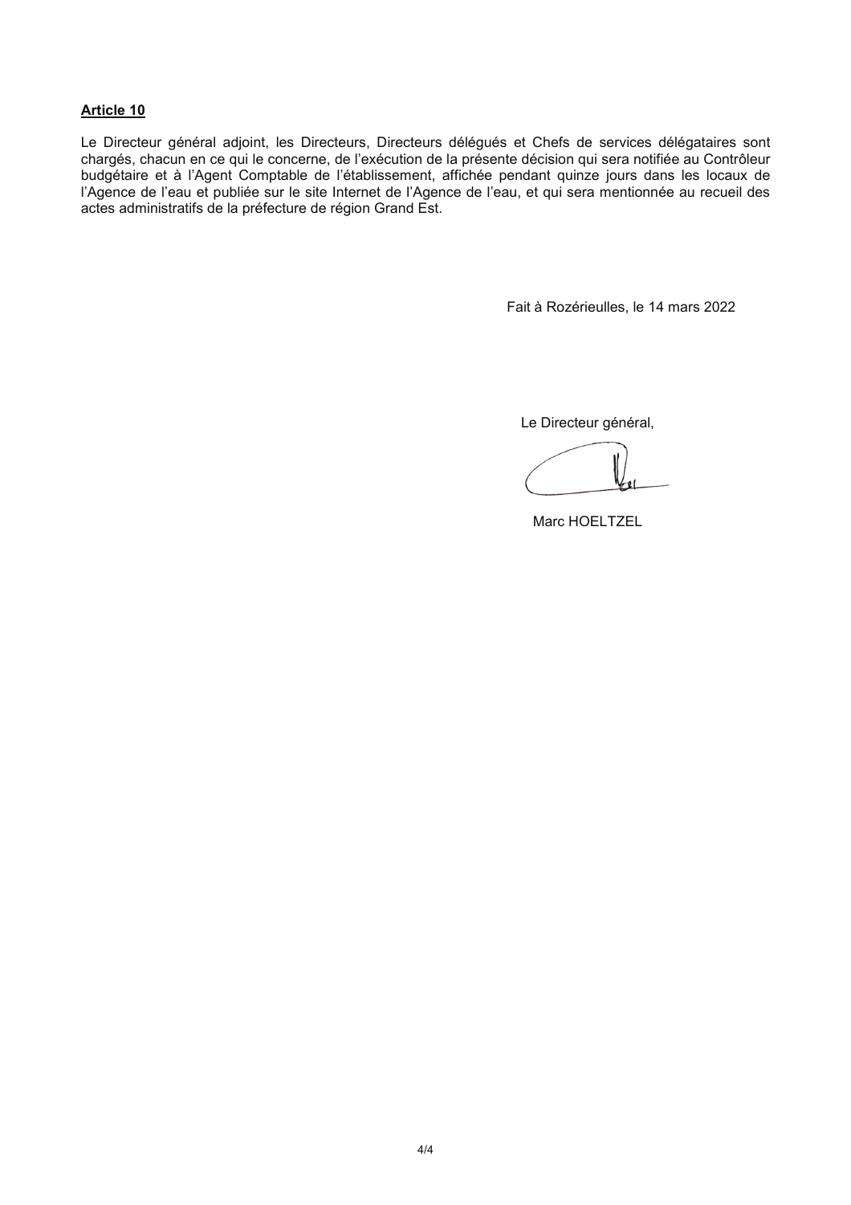**Article 10**

Le Directeur général adjoint, les Directeurs, Directeurs délégués et Chefs de services délégataires sont chargés, chacun en ce qui le concerne, de l'exécution de la présente décision qui sera notifiée au Contrôleur budgétaire et à l'Agent Comptable de l'établissement, affichée pendant quinze jours dans les locaux de l'Agence de l'eau et publiée sur le site Internet de l'Agence de l'eau, et qui sera mentionnée au recueil des actes administratifs de la préfecture de région Grand Est.

Fait à Rozérieulles, le 14 mars 2022

Le Directeur général,

Marc HOELTZEL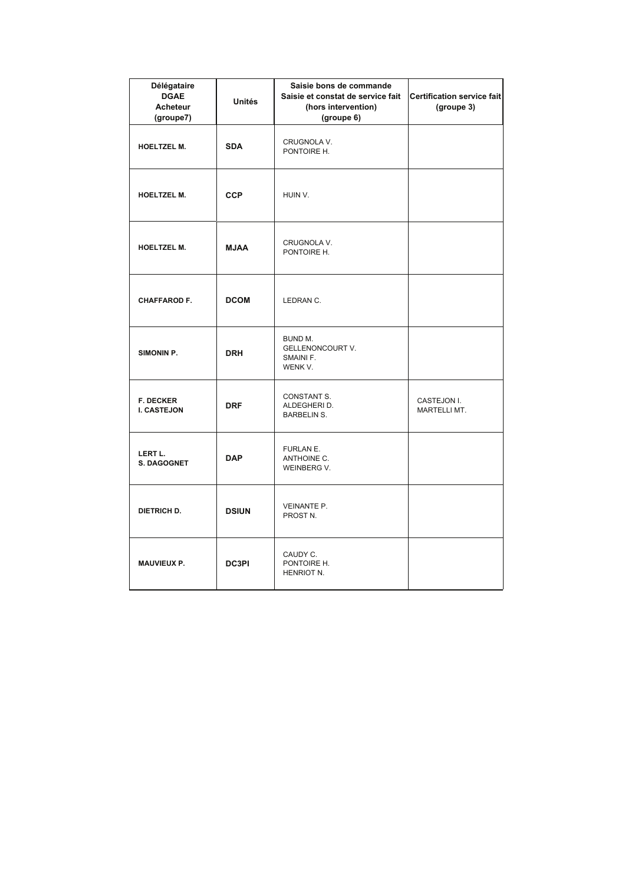| Délégataire DGAE Acheteur (groupe7) | Unités | Saisie bons de commande Saisie et constat de service fait (hors intervention) (groupe 6) | Certification service fait (groupe 3) |
|---|---|---|---|
| **HOELTZEL M.** | **SDA** | CRUGNOLA V.<br>PONTOIRE H. | |
| **HOELTZEL M.** | **CCP** | HUIN V. | |
| **HOELTZEL M.** | **MJAA** | CRUGNOLA V.<br>PONTOIRE H. | |
| **CHAFFAROD F.** | **DCOM** | LEDRAN C. | |
| **SIMONIN P.** | **DRH** | BUND M.<br>GELLENONCOURT V.<br>SMAINI F.<br>WENK V. | |
| **F. DECKER**<br>**I. CASTEJON** | **DRF** | CONSTANT S.<br>ALDEGHERI D.<br>BARBELIN S. | CASTEJON I.<br>MARTELLI MT. |
| **LERT L.**<br>**S. DAGOGNET** | **DAP** | FURLAN E.<br>ANTHOINE C.<br>WEINBERG V. | |
| **DIETRICH D.** | **DSIUN** | VEINANTE P.<br>PROST N. | |
| **MAUVIEUX P.** | **DC3PI** | CAUDY C.<br>PONTOIRE H.<br>HENRIOT N. | |